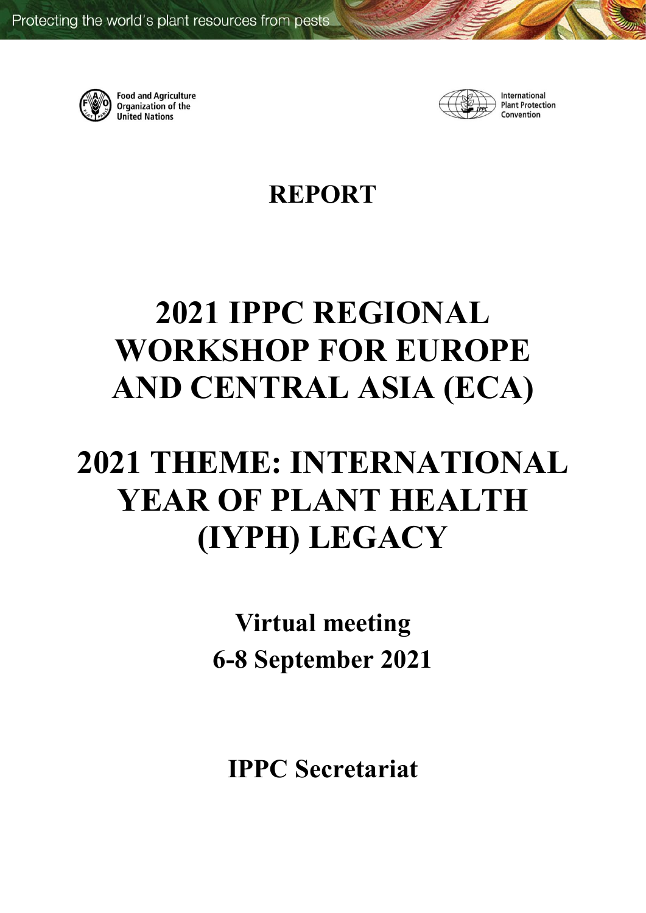Protecting the world's plant resources from pests

Food and Agriculture Organization of the United Nations

International Plant Protection Convention

# REPORT

# 2021 IPPC REGIONAL WORKSHOP FOR EUROPE AND CENTRAL ASIA (ECA)

# 2021 THEME: INTERNATIONAL YEAR OF PLANT HEALTH (IYPH) LEGACY

**Virtual meeting**

**6-8 September 2021**

**IPPC Secretariat**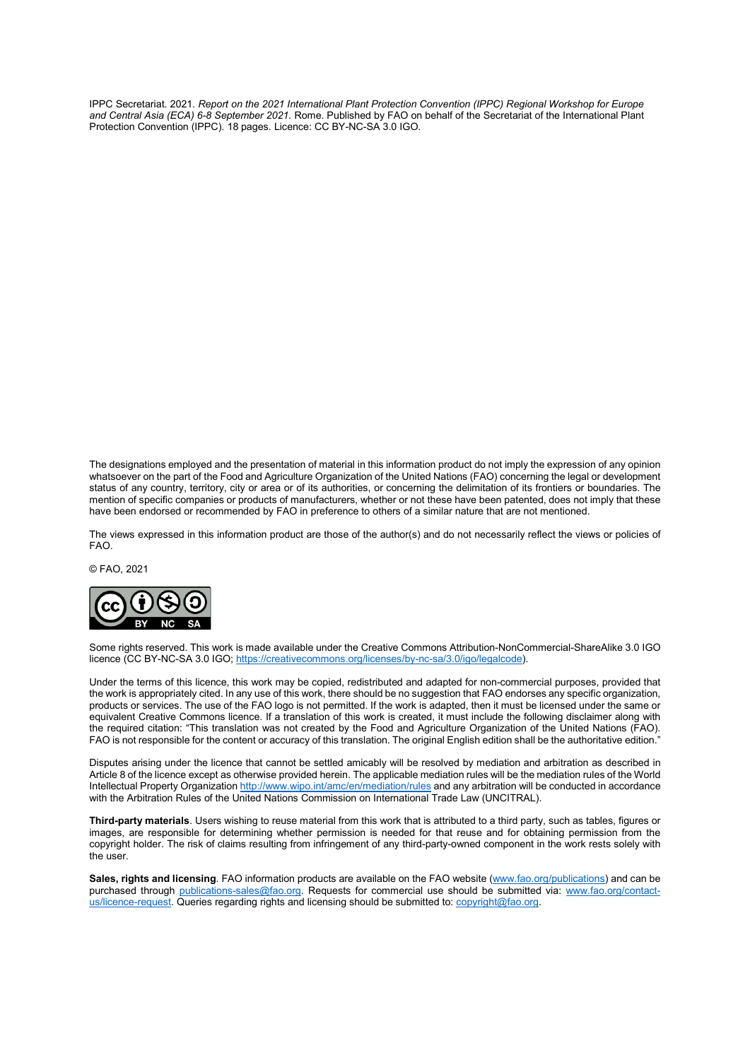IPPC Secretariat. 2021. *Report on the 2021 International Plant Protection Convention (IPPC) Regional Workshop for Europe and Central Asia (ECA) 6-8 September 2021.* Rome. Published by FAO on behalf of the Secretariat of the International Plant Protection Convention (IPPC). 18 pages. Licence: CC BY-NC-SA 3.0 IGO.

The designations employed and the presentation of material in this information product do not imply the expression of any opinion whatsoever on the part of the Food and Agriculture Organization of the United Nations (FAO) concerning the legal or development status of any country, territory, city or area or of its authorities, or concerning the delimitation of its frontiers or boundaries. The mention of specific companies or products of manufacturers, whether or not these have been patented, does not imply that these have been endorsed or recommended by FAO in preference to others of a similar nature that are not mentioned.

The views expressed in this information product are those of the author(s) and do not necessarily reflect the views or policies of FAO.

© FAO, 2021

Some rights reserved. This work is made available under the Creative Commons Attribution-NonCommercial-ShareAlike 3.0 IGO licence (CC BY-NC-SA 3.0 IGO; https://creativecommons.org/licenses/by-nc-sa/3.0/igo/legalcode).

Under the terms of this licence, this work may be copied, redistributed and adapted for non-commercial purposes, provided that the work is appropriately cited. In any use of this work, there should be no suggestion that FAO endorses any specific organization, products or services. The use of the FAO logo is not permitted. If the work is adapted, then it must be licensed under the same or equivalent Creative Commons licence. If a translation of this work is created, it must include the following disclaimer along with the required citation: "This translation was not created by the Food and Agriculture Organization of the United Nations (FAO). FAO is not responsible for the content or accuracy of this translation. The original English edition shall be the authoritative edition."

Disputes arising under the licence that cannot be settled amicably will be resolved by mediation and arbitration as described in Article 8 of the licence except as otherwise provided herein. The applicable mediation rules will be the mediation rules of the World Intellectual Property Organization http://www.wipo.int/amc/en/mediation/rules and any arbitration will be conducted in accordance with the Arbitration Rules of the United Nations Commission on International Trade Law (UNCITRAL).

**Third-party materials**. Users wishing to reuse material from this work that is attributed to a third party, such as tables, figures or images, are responsible for determining whether permission is needed for that reuse and for obtaining permission from the copyright holder. The risk of claims resulting from infringement of any third-party-owned component in the work rests solely with the user.

**Sales, rights and licensing**. FAO information products are available on the FAO website (www.fao.org/publications) and can be purchased through publications-sales@fao.org. Requests for commercial use should be submitted via: www.fao.org/contact-us/licence-request. Queries regarding rights and licensing should be submitted to: copyright@fao.org.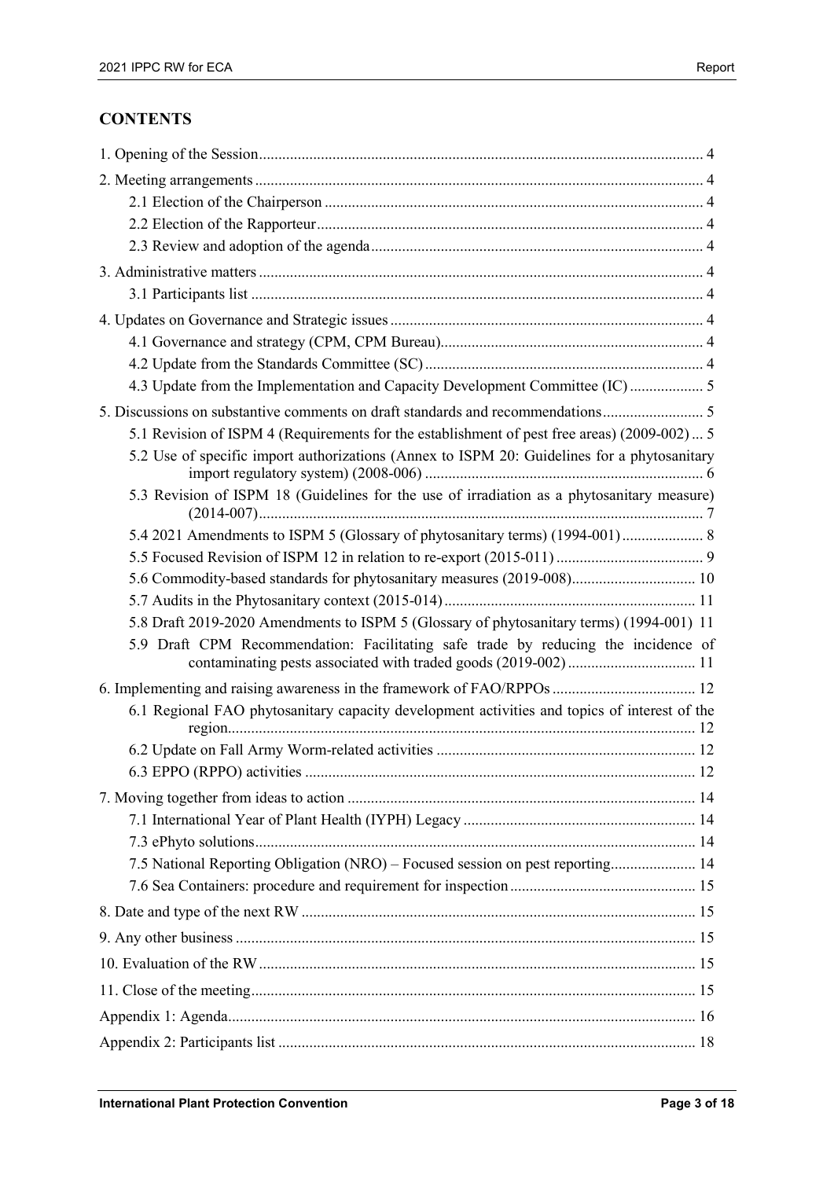## CONTENTS

1. Opening of the Session ..... 4
2. Meeting arrangements ..... 4
    - 2.1 Election of the Chairperson ..... 4
    - 2.2 Election of the Rapporteur ..... 4
    - 2.3 Review and adoption of the agenda ..... 4
3. Administrative matters ..... 4
    - 3.1 Participants list ..... 4
4. Updates on Governance and Strategic issues ..... 4
    - 4.1 Governance and strategy (CPM, CPM Bureau) ..... 4
    - 4.2 Update from the Standards Committee (SC) ..... 4
    - 4.3 Update from the Implementation and Capacity Development Committee (IC) ..... 5
5. Discussions on substantive comments on draft standards and recommendations ..... 5
    - 5.1 Revision of ISPM 4 (Requirements for the establishment of pest free areas) (2009-002) ..... 5
    - 5.2 Use of specific import authorizations (Annex to ISPM 20: Guidelines for a phytosanitary import regulatory system) (2008-006) ..... 6
    - 5.3 Revision of ISPM 18 (Guidelines for the use of irradiation as a phytosanitary measure) (2014-007) ..... 7
    - 5.4 2021 Amendments to ISPM 5 (Glossary of phytosanitary terms) (1994-001) ..... 8
    - 5.5 Focused Revision of ISPM 12 in relation to re-export (2015-011) ..... 9
    - 5.6 Commodity-based standards for phytosanitary measures (2019-008) ..... 10
    - 5.7 Audits in the Phytosanitary context (2015-014) ..... 11
    - 5.8 Draft 2019-2020 Amendments to ISPM 5 (Glossary of phytosanitary terms) (1994-001) ..... 11
    - 5.9 Draft CPM Recommendation: Facilitating safe trade by reducing the incidence of contaminating pests associated with traded goods (2019-002) ..... 11
6. Implementing and raising awareness in the framework of FAO/RPPOs ..... 12
    - 6.1 Regional FAO phytosanitary capacity development activities and topics of interest of the region ..... 12
    - 6.2 Update on Fall Army Worm-related activities ..... 12
    - 6.3 EPPO (RPPO) activities ..... 12
7. Moving together from ideas to action ..... 14
    - 7.1 International Year of Plant Health (IYPH) Legacy ..... 14
    - 7.3 ePhyto solutions ..... 14
    - 7.5 National Reporting Obligation (NRO) – Focused session on pest reporting ..... 14
    - 7.6 Sea Containers: procedure and requirement for inspection ..... 15
8. Date and type of the next RW ..... 15
9. Any other business ..... 15
10. Evaluation of the RW ..... 15
11. Close of the meeting ..... 15

Appendix 1: Agenda ..... 16

Appendix 2: Participants list ..... 18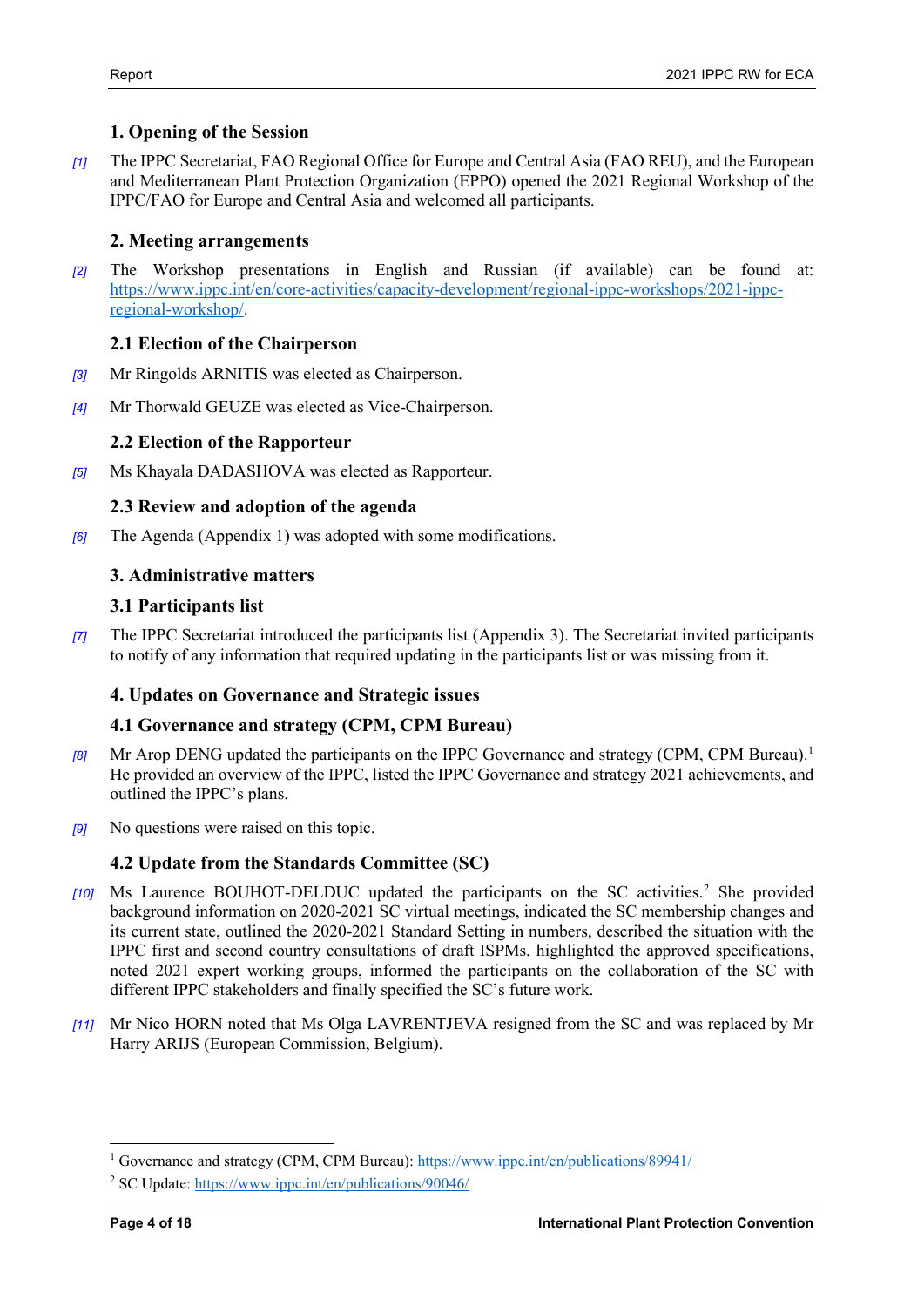## 1. Opening of the Session

[1] The IPPC Secretariat, FAO Regional Office for Europe and Central Asia (FAO REU), and the European and Mediterranean Plant Protection Organization (EPPO) opened the 2021 Regional Workshop of the IPPC/FAO for Europe and Central Asia and welcomed all participants.

## 2. Meeting arrangements

[2] The Workshop presentations in English and Russian (if available) can be found at: https://www.ippc.int/en/core-activities/capacity-development/regional-ippc-workshops/2021-ippc-regional-workshop/.

### 2.1 Election of the Chairperson

[3] Mr Ringolds ARNITIS was elected as Chairperson.

[4] Mr Thorwald GEUZE was elected as Vice-Chairperson.

### 2.2 Election of the Rapporteur

[5] Ms Khayala DADASHOVA was elected as Rapporteur.

### 2.3 Review and adoption of the agenda

[6] The Agenda (Appendix 1) was adopted with some modifications.

## 3. Administrative matters

### 3.1 Participants list

[7] The IPPC Secretariat introduced the participants list (Appendix 3). The Secretariat invited participants to notify of any information that required updating in the participants list or was missing from it.

## 4. Updates on Governance and Strategic issues

### 4.1 Governance and strategy (CPM, CPM Bureau)

[8] Mr Arop DENG updated the participants on the IPPC Governance and strategy (CPM, CPM Bureau).[1] He provided an overview of the IPPC, listed the IPPC Governance and strategy 2021 achievements, and outlined the IPPC's plans.

[9] No questions were raised on this topic.

### 4.2 Update from the Standards Committee (SC)

[10] Ms Laurence BOUHOT-DELDUC updated the participants on the SC activities.[2] She provided background information on 2020-2021 SC virtual meetings, indicated the SC membership changes and its current state, outlined the 2020-2021 Standard Setting in numbers, described the situation with the IPPC first and second country consultations of draft ISPMs, highlighted the approved specifications, noted 2021 expert working groups, informed the participants on the collaboration of the SC with different IPPC stakeholders and finally specified the SC's future work.

[11] Mr Nico HORN noted that Ms Olga LAVRENTJEVA resigned from the SC and was replaced by Mr Harry ARIJS (European Commission, Belgium).

---

[1] Governance and strategy (CPM, CPM Bureau): https://www.ippc.int/en/publications/89941/

[2] SC Update: https://www.ippc.int/en/publications/90046/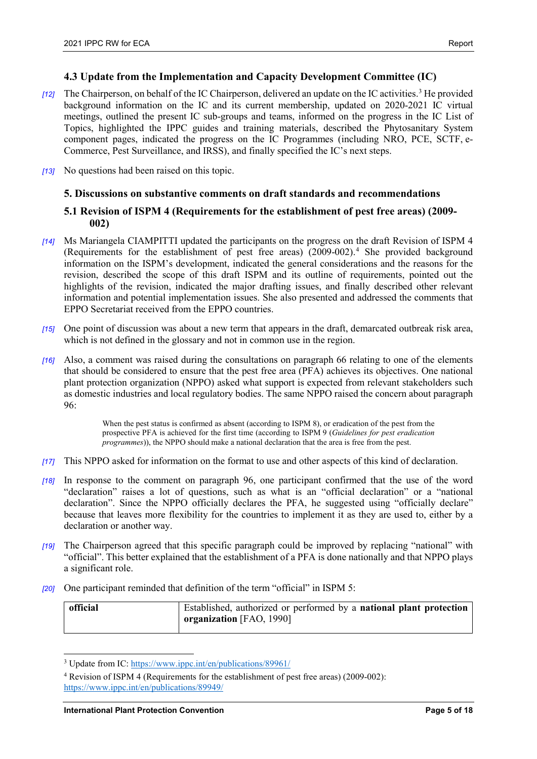### 4.3 Update from the Implementation and Capacity Development Committee (IC)

*[12]* The Chairperson, on behalf of the IC Chairperson, delivered an update on the IC activities.[3] He provided background information on the IC and its current membership, updated on 2020-2021 IC virtual meetings, outlined the present IC sub-groups and teams, informed on the progress in the IC List of Topics, highlighted the IPPC guides and training materials, described the Phytosanitary System component pages, indicated the progress on the IC Programmes (including NRO, PCE, SCTF, e-Commerce, Pest Surveillance, and IRSS), and finally specified the IC's next steps.

*[13]* No questions had been raised on this topic.

## 5. Discussions on substantive comments on draft standards and recommendations

### 5.1 Revision of ISPM 4 (Requirements for the establishment of pest free areas) (2009-002)

*[14]* Ms Mariangela CIAMPITTI updated the participants on the progress on the draft Revision of ISPM 4 (Requirements for the establishment of pest free areas) (2009-002).[4] She provided background information on the ISPM's development, indicated the general considerations and the reasons for the revision, described the scope of this draft ISPM and its outline of requirements, pointed out the highlights of the revision, indicated the major drafting issues, and finally described other relevant information and potential implementation issues. She also presented and addressed the comments that EPPO Secretariat received from the EPPO countries.

*[15]* One point of discussion was about a new term that appears in the draft, demarcated outbreak risk area, which is not defined in the glossary and not in common use in the region.

*[16]* Also, a comment was raised during the consultations on paragraph 66 relating to one of the elements that should be considered to ensure that the pest free area (PFA) achieves its objectives. One national plant protection organization (NPPO) asked what support is expected from relevant stakeholders such as domestic industries and local regulatory bodies. The same NPPO raised the concern about paragraph 96:

> When the pest status is confirmed as absent (according to ISPM 8), or eradication of the pest from the prospective PFA is achieved for the first time (according to ISPM 9 (*Guidelines for pest eradication programmes*)), the NPPO should make a national declaration that the area is free from the pest.

*[17]* This NPPO asked for information on the format to use and other aspects of this kind of declaration.

*[18]* In response to the comment on paragraph 96, one participant confirmed that the use of the word "declaration" raises a lot of questions, such as what is an "official declaration" or a "national declaration". Since the NPPO officially declares the PFA, he suggested using "officially declare" because that leaves more flexibility for the countries to implement it as they are used to, either by a declaration or another way.

*[19]* The Chairperson agreed that this specific paragraph could be improved by replacing "national" with "official". This better explained that the establishment of a PFA is done nationally and that NPPO plays a significant role.

*[20]* One participant reminded that definition of the term "official" in ISPM 5:

| official | Established, authorized or performed by a **national plant protection organization** [FAO, 1990] |
|---|---|

---

[3] Update from IC: https://www.ippc.int/en/publications/89961/

[4] Revision of ISPM 4 (Requirements for the establishment of pest free areas) (2009-002): https://www.ippc.int/en/publications/89949/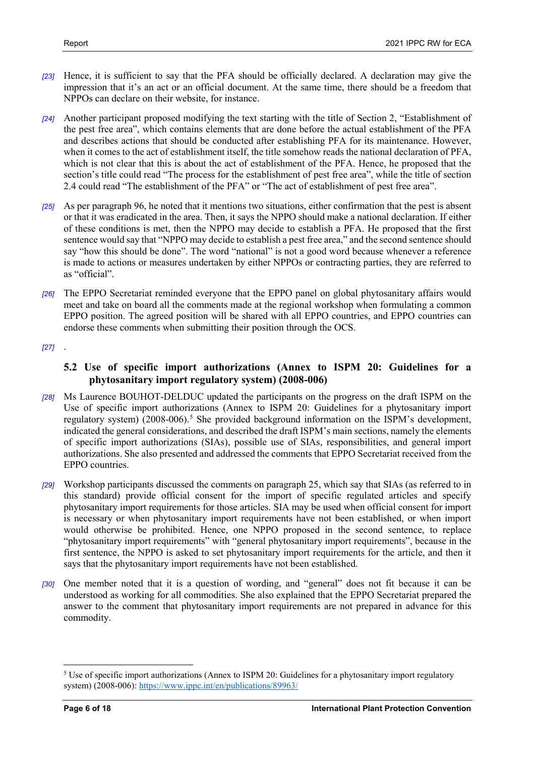*[23]* Hence, it is sufficient to say that the PFA should be officially declared. A declaration may give the impression that it's an act or an official document. At the same time, there should be a freedom that NPPOs can declare on their website, for instance.

*[24]* Another participant proposed modifying the text starting with the title of Section 2, "Establishment of the pest free area", which contains elements that are done before the actual establishment of the PFA and describes actions that should be conducted after establishing PFA for its maintenance. However, when it comes to the act of establishment itself, the title somehow reads the national declaration of PFA, which is not clear that this is about the act of establishment of the PFA. Hence, he proposed that the section's title could read "The process for the establishment of pest free area", while the title of section 2.4 could read "The establishment of the PFA" or "The act of establishment of pest free area".

*[25]* As per paragraph 96, he noted that it mentions two situations, either confirmation that the pest is absent or that it was eradicated in the area. Then, it says the NPPO should make a national declaration. If either of these conditions is met, then the NPPO may decide to establish a PFA. He proposed that the first sentence would say that "NPPO may decide to establish a pest free area," and the second sentence should say "how this should be done". The word "national" is not a good word because whenever a reference is made to actions or measures undertaken by either NPPOs or contracting parties, they are referred to as "official".

*[26]* The EPPO Secretariat reminded everyone that the EPPO panel on global phytosanitary affairs would meet and take on board all the comments made at the regional workshop when formulating a common EPPO position. The agreed position will be shared with all EPPO countries, and EPPO countries can endorse these comments when submitting their position through the OCS.

*[27]* .

### 5.2 Use of specific import authorizations (Annex to ISPM 20: Guidelines for a phytosanitary import regulatory system) (2008-006)

*[28]* Ms Laurence BOUHOT-DELDUC updated the participants on the progress on the draft ISPM on the Use of specific import authorizations (Annex to ISPM 20: Guidelines for a phytosanitary import regulatory system) (2008-006).[5] She provided background information on the ISPM's development, indicated the general considerations, and described the draft ISPM's main sections, namely the elements of specific import authorizations (SIAs), possible use of SIAs, responsibilities, and general import authorizations. She also presented and addressed the comments that EPPO Secretariat received from the EPPO countries.

*[29]* Workshop participants discussed the comments on paragraph 25, which say that SIAs (as referred to in this standard) provide official consent for the import of specific regulated articles and specify phytosanitary import requirements for those articles. SIA may be used when official consent for import is necessary or when phytosanitary import requirements have not been established, or when import would otherwise be prohibited. Hence, one NPPO proposed in the second sentence, to replace "phytosanitary import requirements" with "general phytosanitary import requirements", because in the first sentence, the NPPO is asked to set phytosanitary import requirements for the article, and then it says that the phytosanitary import requirements have not been established.

*[30]* One member noted that it is a question of wording, and "general" does not fit because it can be understood as working for all commodities. She also explained that the EPPO Secretariat prepared the answer to the comment that phytosanitary import requirements are not prepared in advance for this commodity.

---

[5] Use of specific import authorizations (Annex to ISPM 20: Guidelines for a phytosanitary import regulatory system) (2008-006): https://www.ippc.int/en/publications/89963/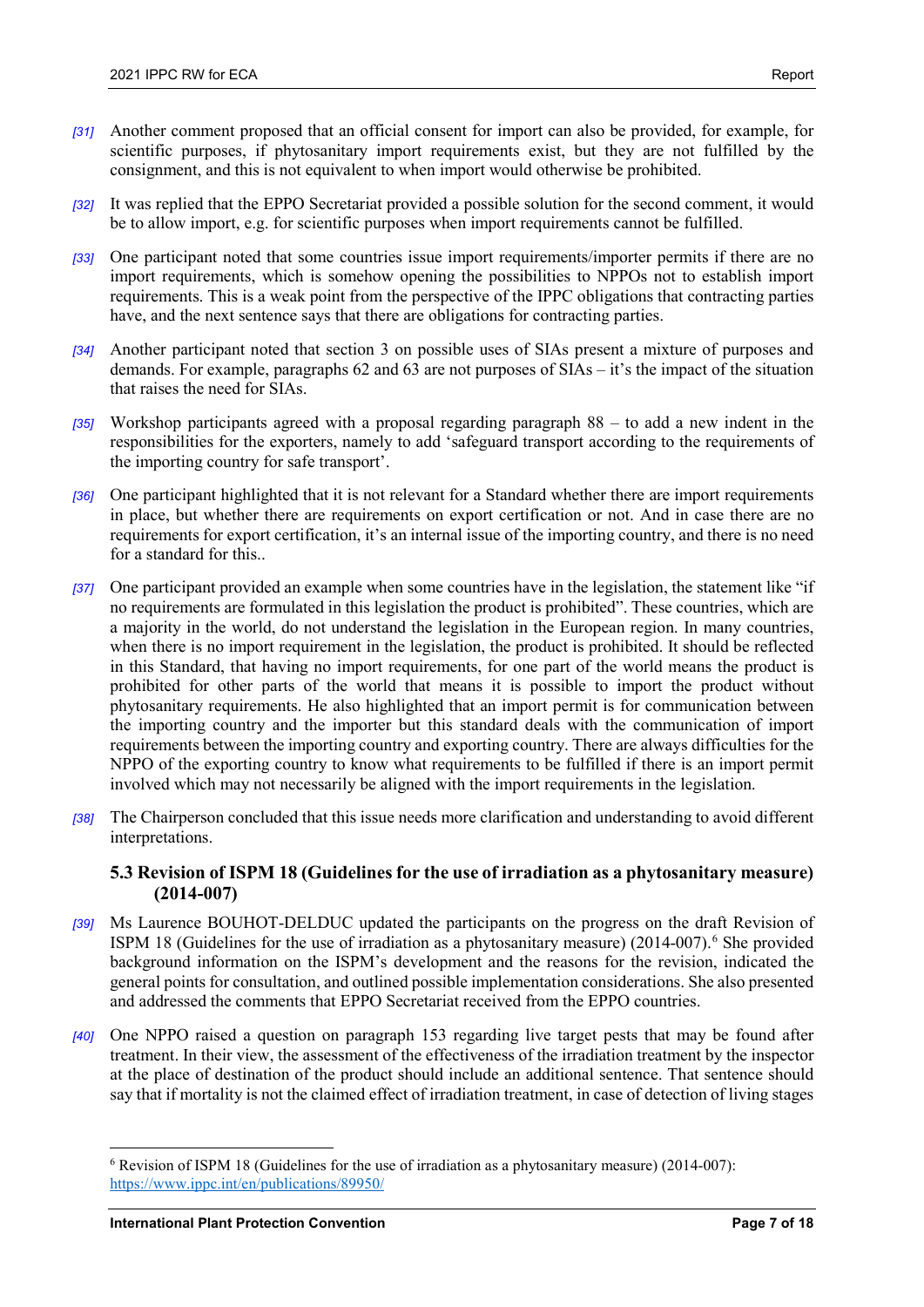*[31]* Another comment proposed that an official consent for import can also be provided, for example, for scientific purposes, if phytosanitary import requirements exist, but they are not fulfilled by the consignment, and this is not equivalent to when import would otherwise be prohibited.

*[32]* It was replied that the EPPO Secretariat provided a possible solution for the second comment, it would be to allow import, e.g. for scientific purposes when import requirements cannot be fulfilled.

*[33]* One participant noted that some countries issue import requirements/importer permits if there are no import requirements, which is somehow opening the possibilities to NPPOs not to establish import requirements. This is a weak point from the perspective of the IPPC obligations that contracting parties have, and the next sentence says that there are obligations for contracting parties.

*[34]* Another participant noted that section 3 on possible uses of SIAs present a mixture of purposes and demands. For example, paragraphs 62 and 63 are not purposes of SIAs – it's the impact of the situation that raises the need for SIAs.

*[35]* Workshop participants agreed with a proposal regarding paragraph 88 – to add a new indent in the responsibilities for the exporters, namely to add 'safeguard transport according to the requirements of the importing country for safe transport'.

*[36]* One participant highlighted that it is not relevant for a Standard whether there are import requirements in place, but whether there are requirements on export certification or not. And in case there are no requirements for export certification, it's an internal issue of the importing country, and there is no need for a standard for this..

*[37]* One participant provided an example when some countries have in the legislation, the statement like "if no requirements are formulated in this legislation the product is prohibited". These countries, which are a majority in the world, do not understand the legislation in the European region. In many countries, when there is no import requirement in the legislation, the product is prohibited. It should be reflected in this Standard, that having no import requirements, for one part of the world means the product is prohibited for other parts of the world that means it is possible to import the product without phytosanitary requirements. He also highlighted that an import permit is for communication between the importing country and the importer but this standard deals with the communication of import requirements between the importing country and exporting country. There are always difficulties for the NPPO of the exporting country to know what requirements to be fulfilled if there is an import permit involved which may not necessarily be aligned with the import requirements in the legislation.

*[38]* The Chairperson concluded that this issue needs more clarification and understanding to avoid different interpretations.

### 5.3 Revision of ISPM 18 (Guidelines for the use of irradiation as a phytosanitary measure) (2014-007)

*[39]* Ms Laurence BOUHOT-DELDUC updated the participants on the progress on the draft Revision of ISPM 18 (Guidelines for the use of irradiation as a phytosanitary measure) (2014-007).[6] She provided background information on the ISPM's development and the reasons for the revision, indicated the general points for consultation, and outlined possible implementation considerations. She also presented and addressed the comments that EPPO Secretariat received from the EPPO countries.

*[40]* One NPPO raised a question on paragraph 153 regarding live target pests that may be found after treatment. In their view, the assessment of the effectiveness of the irradiation treatment by the inspector at the place of destination of the product should include an additional sentence. That sentence should say that if mortality is not the claimed effect of irradiation treatment, in case of detection of living stages

---

[6] Revision of ISPM 18 (Guidelines for the use of irradiation as a phytosanitary measure) (2014-007): https://www.ippc.int/en/publications/89950/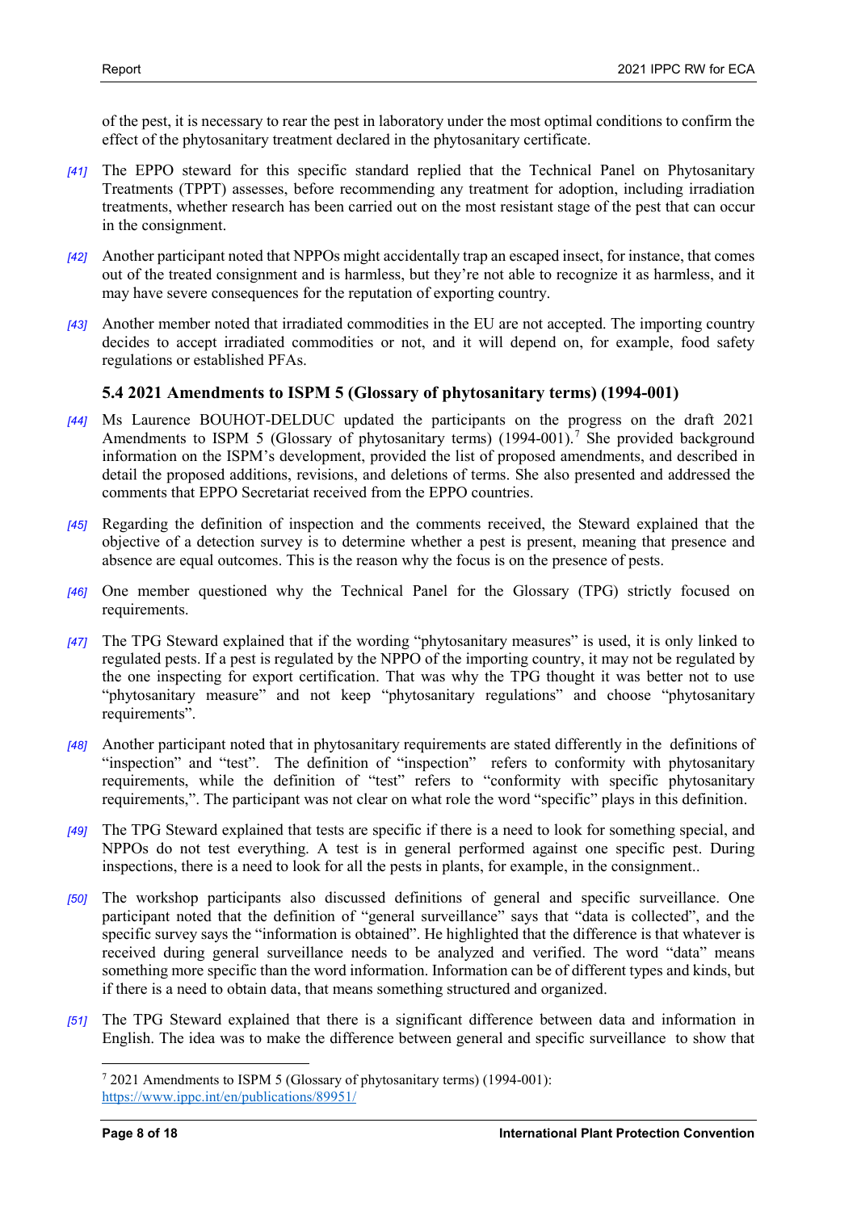of the pest, it is necessary to rear the pest in laboratory under the most optimal conditions to confirm the effect of the phytosanitary treatment declared in the phytosanitary certificate.

*[41]* The EPPO steward for this specific standard replied that the Technical Panel on Phytosanitary Treatments (TPPT) assesses, before recommending any treatment for adoption, including irradiation treatments, whether research has been carried out on the most resistant stage of the pest that can occur in the consignment.

*[42]* Another participant noted that NPPOs might accidentally trap an escaped insect, for instance, that comes out of the treated consignment and is harmless, but they're not able to recognize it as harmless, and it may have severe consequences for the reputation of exporting country.

*[43]* Another member noted that irradiated commodities in the EU are not accepted. The importing country decides to accept irradiated commodities or not, and it will depend on, for example, food safety regulations or established PFAs.

### 5.4 2021 Amendments to ISPM 5 (Glossary of phytosanitary terms) (1994-001)

*[44]* Ms Laurence BOUHOT-DELDUC updated the participants on the progress on the draft 2021 Amendments to ISPM 5 (Glossary of phytosanitary terms) (1994-001).[7] She provided background information on the ISPM's development, provided the list of proposed amendments, and described in detail the proposed additions, revisions, and deletions of terms. She also presented and addressed the comments that EPPO Secretariat received from the EPPO countries.

*[45]* Regarding the definition of inspection and the comments received, the Steward explained that the objective of a detection survey is to determine whether a pest is present, meaning that presence and absence are equal outcomes. This is the reason why the focus is on the presence of pests.

*[46]* One member questioned why the Technical Panel for the Glossary (TPG) strictly focused on requirements.

*[47]* The TPG Steward explained that if the wording "phytosanitary measures" is used, it is only linked to regulated pests. If a pest is regulated by the NPPO of the importing country, it may not be regulated by the one inspecting for export certification. That was why the TPG thought it was better not to use "phytosanitary measure" and not keep "phytosanitary regulations" and choose "phytosanitary requirements".

*[48]* Another participant noted that in phytosanitary requirements are stated differently in the definitions of "inspection" and "test". The definition of "inspection" refers to conformity with phytosanitary requirements, while the definition of "test" refers to "conformity with specific phytosanitary requirements,". The participant was not clear on what role the word "specific" plays in this definition.

*[49]* The TPG Steward explained that tests are specific if there is a need to look for something special, and NPPOs do not test everything. A test is in general performed against one specific pest. During inspections, there is a need to look for all the pests in plants, for example, in the consignment..

*[50]* The workshop participants also discussed definitions of general and specific surveillance. One participant noted that the definition of "general surveillance" says that "data is collected", and the specific survey says the "information is obtained". He highlighted that the difference is that whatever is received during general surveillance needs to be analyzed and verified. The word "data" means something more specific than the word information. Information can be of different types and kinds, but if there is a need to obtain data, that means something structured and organized.

*[51]* The TPG Steward explained that there is a significant difference between data and information in English. The idea was to make the difference between general and specific surveillance to show that

[7] 2021 Amendments to ISPM 5 (Glossary of phytosanitary terms) (1994-001): https://www.ippc.int/en/publications/89951/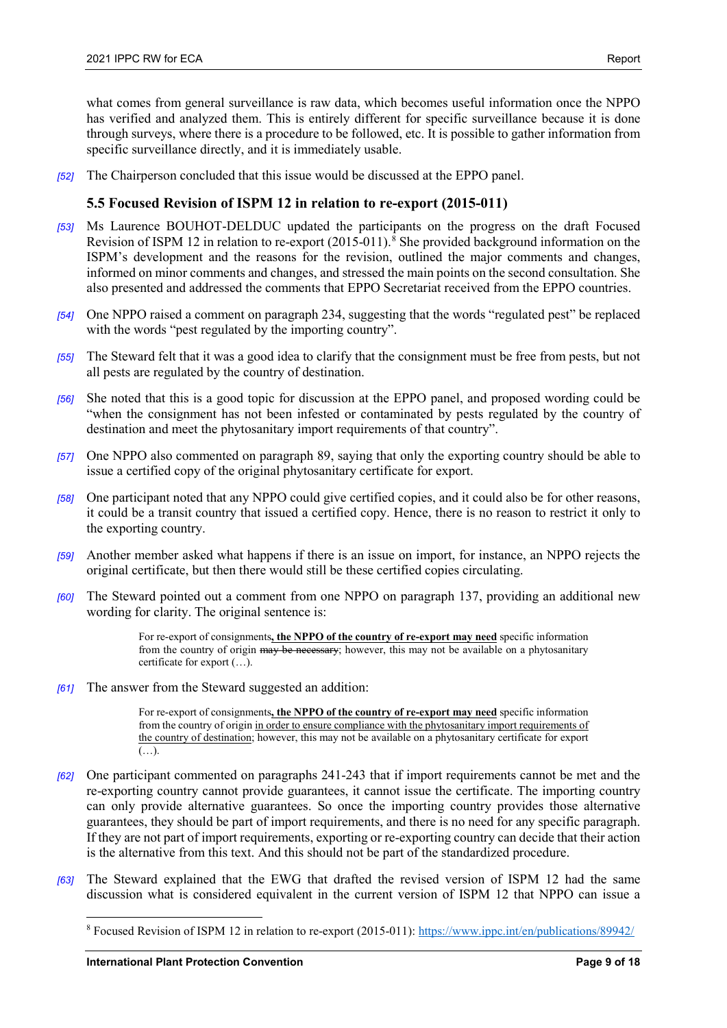what comes from general surveillance is raw data, which becomes useful information once the NPPO has verified and analyzed them. This is entirely different for specific surveillance because it is done through surveys, where there is a procedure to be followed, etc. It is possible to gather information from specific surveillance directly, and it is immediately usable.

*[52]* The Chairperson concluded that this issue would be discussed at the EPPO panel.

### 5.5 Focused Revision of ISPM 12 in relation to re-export (2015-011)

*[53]* Ms Laurence BOUHOT-DELDUC updated the participants on the progress on the draft Focused Revision of ISPM 12 in relation to re-export (2015-011).[8] She provided background information on the ISPM's development and the reasons for the revision, outlined the major comments and changes, informed on minor comments and changes, and stressed the main points on the second consultation. She also presented and addressed the comments that EPPO Secretariat received from the EPPO countries.

*[54]* One NPPO raised a comment on paragraph 234, suggesting that the words "regulated pest" be replaced with the words "pest regulated by the importing country".

*[55]* The Steward felt that it was a good idea to clarify that the consignment must be free from pests, but not all pests are regulated by the country of destination.

*[56]* She noted that this is a good topic for discussion at the EPPO panel, and proposed wording could be "when the consignment has not been infested or contaminated by pests regulated by the country of destination and meet the phytosanitary import requirements of that country".

*[57]* One NPPO also commented on paragraph 89, saying that only the exporting country should be able to issue a certified copy of the original phytosanitary certificate for export.

*[58]* One participant noted that any NPPO could give certified copies, and it could also be for other reasons, it could be a transit country that issued a certified copy. Hence, there is no reason to restrict it only to the exporting country.

*[59]* Another member asked what happens if there is an issue on import, for instance, an NPPO rejects the original certificate, but then there would still be these certified copies circulating.

*[60]* The Steward pointed out a comment from one NPPO on paragraph 137, providing an additional new wording for clarity. The original sentence is:

> For re-export of consignments<u>**, the NPPO of the country of re-export may need**</u> specific information from the country of origin ~~may be necessary~~; however, this may not be available on a phytosanitary certificate for export (…).

*[61]* The answer from the Steward suggested an addition:

> For re-export of consignments<u>**, the NPPO of the country of re-export may need**</u> specific information from the country of origin <u>in order to ensure compliance with the phytosanitary import requirements of the country of destination</u>; however, this may not be available on a phytosanitary certificate for export (…).

*[62]* One participant commented on paragraphs 241-243 that if import requirements cannot be met and the re-exporting country cannot provide guarantees, it cannot issue the certificate. The importing country can only provide alternative guarantees. So once the importing country provides those alternative guarantees, they should be part of import requirements, and there is no need for any specific paragraph. If they are not part of import requirements, exporting or re-exporting country can decide that their action is the alternative from this text. And this should not be part of the standardized procedure.

*[63]* The Steward explained that the EWG that drafted the revised version of ISPM 12 had the same discussion what is considered equivalent in the current version of ISPM 12 that NPPO can issue a

---

[8] Focused Revision of ISPM 12 in relation to re-export (2015-011): https://www.ippc.int/en/publications/89942/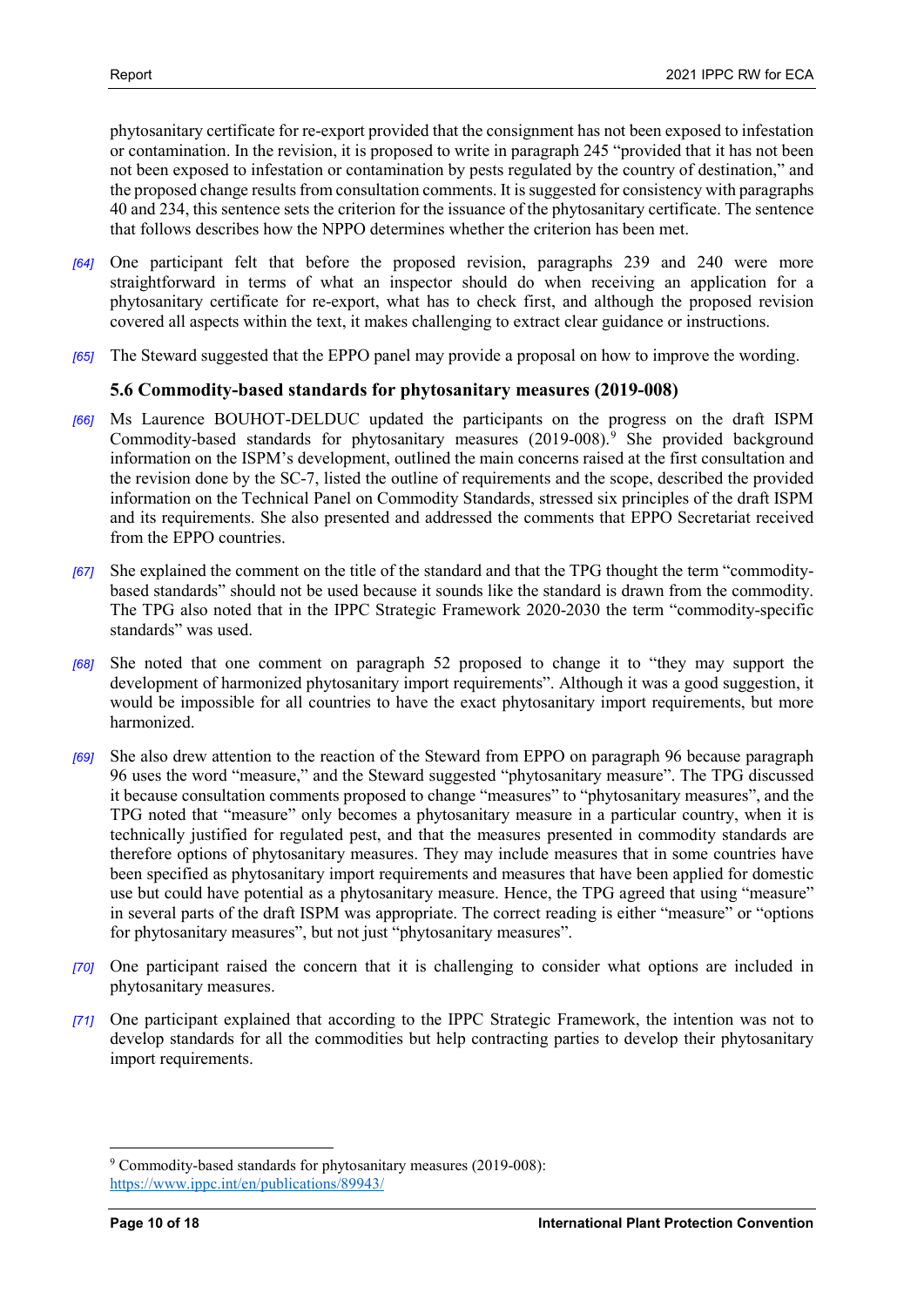phytosanitary certificate for re-export provided that the consignment has not been exposed to infestation or contamination. In the revision, it is proposed to write in paragraph 245 "provided that it has not been not been exposed to infestation or contamination by pests regulated by the country of destination," and the proposed change results from consultation comments. It is suggested for consistency with paragraphs 40 and 234, this sentence sets the criterion for the issuance of the phytosanitary certificate. The sentence that follows describes how the NPPO determines whether the criterion has been met.

*[64]* One participant felt that before the proposed revision, paragraphs 239 and 240 were more straightforward in terms of what an inspector should do when receiving an application for a phytosanitary certificate for re-export, what has to check first, and although the proposed revision covered all aspects within the text, it makes challenging to extract clear guidance or instructions.

*[65]* The Steward suggested that the EPPO panel may provide a proposal on how to improve the wording.

### 5.6 Commodity-based standards for phytosanitary measures (2019-008)

*[66]* Ms Laurence BOUHOT-DELDUC updated the participants on the progress on the draft ISPM Commodity-based standards for phytosanitary measures (2019-008).[9] She provided background information on the ISPM's development, outlined the main concerns raised at the first consultation and the revision done by the SC-7, listed the outline of requirements and the scope, described the provided information on the Technical Panel on Commodity Standards, stressed six principles of the draft ISPM and its requirements. She also presented and addressed the comments that EPPO Secretariat received from the EPPO countries.

*[67]* She explained the comment on the title of the standard and that the TPG thought the term "commodity-based standards" should not be used because it sounds like the standard is drawn from the commodity. The TPG also noted that in the IPPC Strategic Framework 2020-2030 the term "commodity-specific standards" was used.

*[68]* She noted that one comment on paragraph 52 proposed to change it to "they may support the development of harmonized phytosanitary import requirements". Although it was a good suggestion, it would be impossible for all countries to have the exact phytosanitary import requirements, but more harmonized.

*[69]* She also drew attention to the reaction of the Steward from EPPO on paragraph 96 because paragraph 96 uses the word "measure," and the Steward suggested "phytosanitary measure". The TPG discussed it because consultation comments proposed to change "measures" to "phytosanitary measures", and the TPG noted that "measure" only becomes a phytosanitary measure in a particular country, when it is technically justified for regulated pest, and that the measures presented in commodity standards are therefore options of phytosanitary measures. They may include measures that in some countries have been specified as phytosanitary import requirements and measures that have been applied for domestic use but could have potential as a phytosanitary measure. Hence, the TPG agreed that using "measure" in several parts of the draft ISPM was appropriate. The correct reading is either "measure" or "options for phytosanitary measures", but not just "phytosanitary measures".

*[70]* One participant raised the concern that it is challenging to consider what options are included in phytosanitary measures.

*[71]* One participant explained that according to the IPPC Strategic Framework, the intention was not to develop standards for all the commodities but help contracting parties to develop their phytosanitary import requirements.

---

[9] Commodity-based standards for phytosanitary measures (2019-008): https://www.ippc.int/en/publications/89943/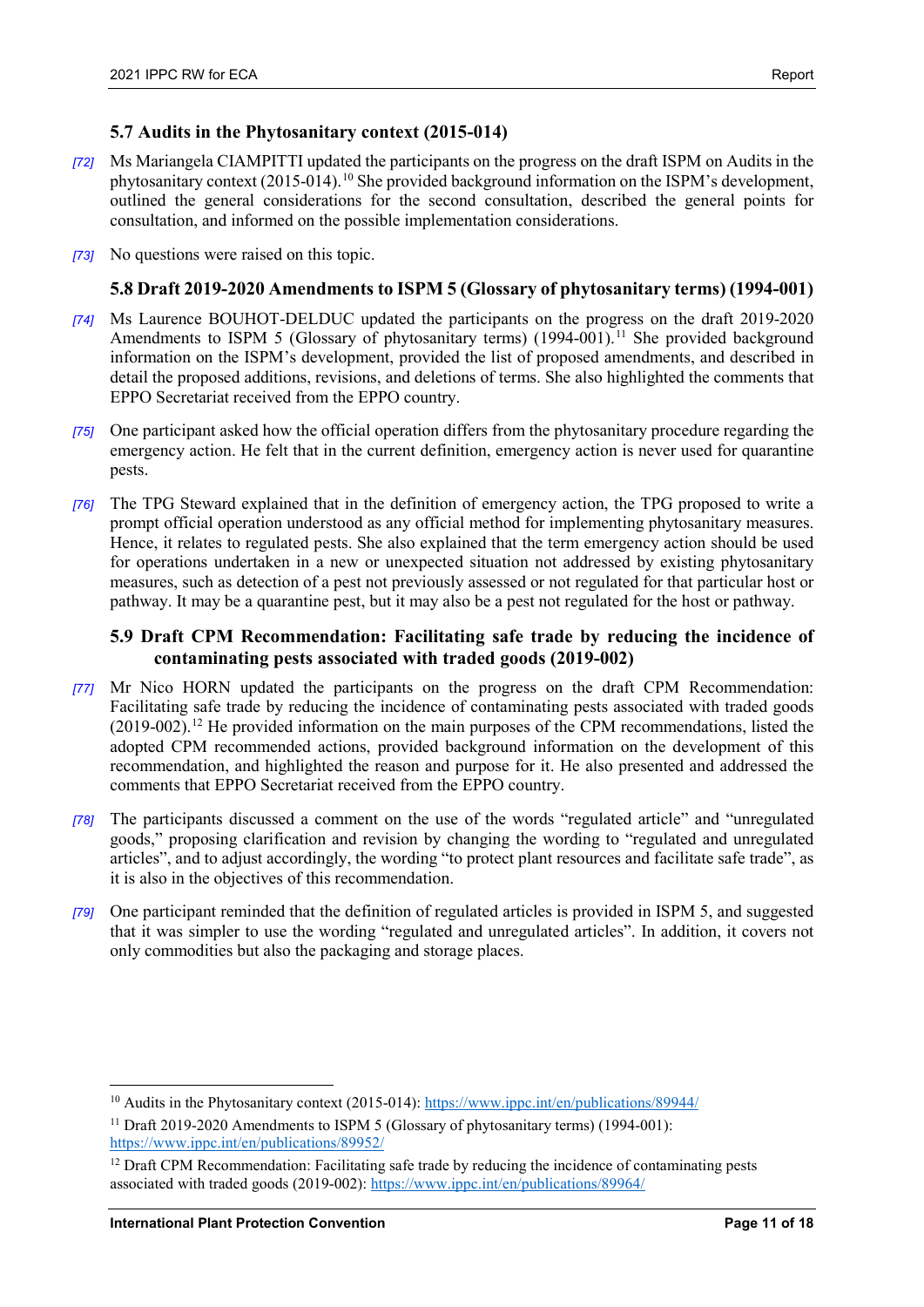### 5.7 Audits in the Phytosanitary context (2015-014)

*[72]* Ms Mariangela CIAMPITTI updated the participants on the progress on the draft ISPM on Audits in the phytosanitary context (2015-014).[10] She provided background information on the ISPM's development, outlined the general considerations for the second consultation, described the general points for consultation, and informed on the possible implementation considerations.

*[73]* No questions were raised on this topic.

### 5.8 Draft 2019-2020 Amendments to ISPM 5 (Glossary of phytosanitary terms) (1994-001)

*[74]* Ms Laurence BOUHOT-DELDUC updated the participants on the progress on the draft 2019-2020 Amendments to ISPM 5 (Glossary of phytosanitary terms) (1994-001).[11] She provided background information on the ISPM's development, provided the list of proposed amendments, and described in detail the proposed additions, revisions, and deletions of terms. She also highlighted the comments that EPPO Secretariat received from the EPPO country.

*[75]* One participant asked how the official operation differs from the phytosanitary procedure regarding the emergency action. He felt that in the current definition, emergency action is never used for quarantine pests.

*[76]* The TPG Steward explained that in the definition of emergency action, the TPG proposed to write a prompt official operation understood as any official method for implementing phytosanitary measures. Hence, it relates to regulated pests. She also explained that the term emergency action should be used for operations undertaken in a new or unexpected situation not addressed by existing phytosanitary measures, such as detection of a pest not previously assessed or not regulated for that particular host or pathway. It may be a quarantine pest, but it may also be a pest not regulated for the host or pathway.

### 5.9 Draft CPM Recommendation: Facilitating safe trade by reducing the incidence of contaminating pests associated with traded goods (2019-002)

*[77]* Mr Nico HORN updated the participants on the progress on the draft CPM Recommendation: Facilitating safe trade by reducing the incidence of contaminating pests associated with traded goods (2019-002).[12] He provided information on the main purposes of the CPM recommendations, listed the adopted CPM recommended actions, provided background information on the development of this recommendation, and highlighted the reason and purpose for it. He also presented and addressed the comments that EPPO Secretariat received from the EPPO country.

*[78]* The participants discussed a comment on the use of the words "regulated article" and "unregulated goods," proposing clarification and revision by changing the wording to "regulated and unregulated articles", and to adjust accordingly, the wording "to protect plant resources and facilitate safe trade", as it is also in the objectives of this recommendation.

*[79]* One participant reminded that the definition of regulated articles is provided in ISPM 5, and suggested that it was simpler to use the wording "regulated and unregulated articles". In addition, it covers not only commodities but also the packaging and storage places.

---

[10] Audits in the Phytosanitary context (2015-014): https://www.ippc.int/en/publications/89944/

[11] Draft 2019-2020 Amendments to ISPM 5 (Glossary of phytosanitary terms) (1994-001): https://www.ippc.int/en/publications/89952/

[12] Draft CPM Recommendation: Facilitating safe trade by reducing the incidence of contaminating pests associated with traded goods (2019-002): https://www.ippc.int/en/publications/89964/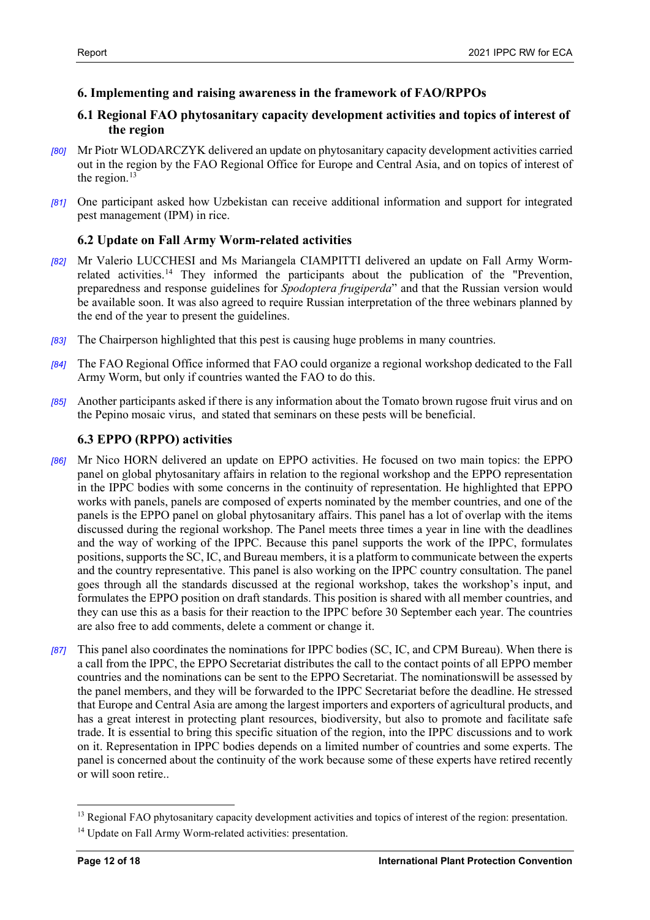## 6. Implementing and raising awareness in the framework of FAO/RPPOs

### 6.1 Regional FAO phytosanitary capacity development activities and topics of interest of the region

[80] Mr Piotr WLODARCZYK delivered an update on phytosanitary capacity development activities carried out in the region by the FAO Regional Office for Europe and Central Asia, and on topics of interest of the region.[13]

[81] One participant asked how Uzbekistan can receive additional information and support for integrated pest management (IPM) in rice.

### 6.2 Update on Fall Army Worm-related activities

[82] Mr Valerio LUCCHESI and Ms Mariangela CIAMPITTI delivered an update on Fall Army Worm-related activities.[14] They informed the participants about the publication of the "Prevention, preparedness and response guidelines for *Spodoptera frugiperda*" and that the Russian version would be available soon. It was also agreed to require Russian interpretation of the three webinars planned by the end of the year to present the guidelines.

[83] The Chairperson highlighted that this pest is causing huge problems in many countries.

[84] The FAO Regional Office informed that FAO could organize a regional workshop dedicated to the Fall Army Worm, but only if countries wanted the FAO to do this.

[85] Another participants asked if there is any information about the Tomato brown rugose fruit virus and on the Pepino mosaic virus,  and stated that seminars on these pests will be beneficial.

### 6.3 EPPO (RPPO) activities

[86] Mr Nico HORN delivered an update on EPPO activities. He focused on two main topics: the EPPO panel on global phytosanitary affairs in relation to the regional workshop and the EPPO representation in the IPPC bodies with some concerns in the continuity of representation. He highlighted that EPPO works with panels, panels are composed of experts nominated by the member countries, and one of the panels is the EPPO panel on global phytosanitary affairs. This panel has a lot of overlap with the items discussed during the regional workshop. The Panel meets three times a year in line with the deadlines and the way of working of the IPPC. Because this panel supports the work of the IPPC, formulates positions, supports the SC, IC, and Bureau members, it is a platform to communicate between the experts and the country representative. This panel is also working on the IPPC country consultation. The panel goes through all the standards discussed at the regional workshop, takes the workshop's input, and formulates the EPPO position on draft standards. This position is shared with all member countries, and they can use this as a basis for their reaction to the IPPC before 30 September each year. The countries are also free to add comments, delete a comment or change it.

[87] This panel also coordinates the nominations for IPPC bodies (SC, IC, and CPM Bureau). When there is a call from the IPPC, the EPPO Secretariat distributes the call to the contact points of all EPPO member countries and the nominations can be sent to the EPPO Secretariat. The nominationswill be assessed by the panel members, and they will be forwarded to the IPPC Secretariat before the deadline. He stressed that Europe and Central Asia are among the largest importers and exporters of agricultural products, and has a great interest in protecting plant resources, biodiversity, but also to promote and facilitate safe trade. It is essential to bring this specific situation of the region, into the IPPC discussions and to work on it. Representation in IPPC bodies depends on a limited number of countries and some experts. The panel is concerned about the continuity of the work because some of these experts have retired recently or will soon retire..

[13] Regional FAO phytosanitary capacity development activities and topics of interest of the region: presentation.

[14] Update on Fall Army Worm-related activities: presentation.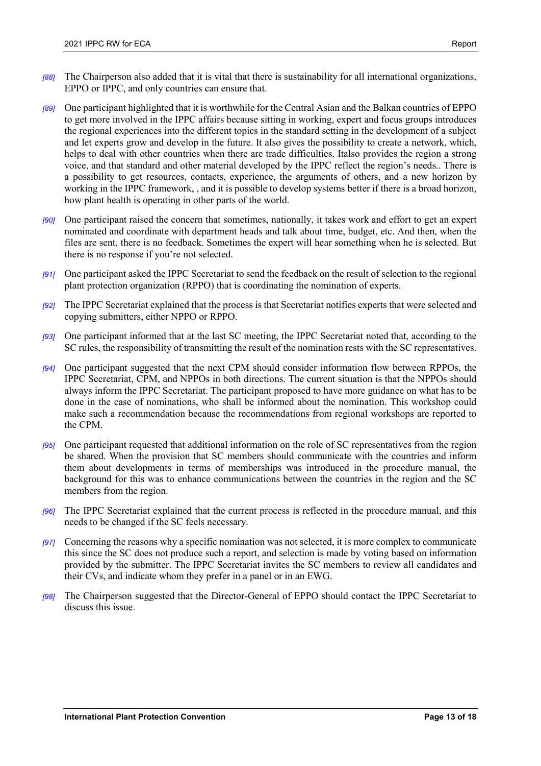*[88]* The Chairperson also added that it is vital that there is sustainability for all international organizations, EPPO or IPPC, and only countries can ensure that.

*[89]* One participant highlighted that it is worthwhile for the Central Asian and the Balkan countries of EPPO to get more involved in the IPPC affairs because sitting in working, expert and focus groups introduces the regional experiences into the different topics in the standard setting in the development of a subject and let experts grow and develop in the future. It also gives the possibility to create a network, which, helps to deal with other countries when there are trade difficulties. Italso provides the region a strong voice, and that standard and other material developed by the IPPC reflect the region's needs.. There is a possibility to get resources, contacts, experience, the arguments of others, and a new horizon by working in the IPPC framework, , and it is possible to develop systems better if there is a broad horizon, how plant health is operating in other parts of the world.

*[90]* One participant raised the concern that sometimes, nationally, it takes work and effort to get an expert nominated and coordinate with department heads and talk about time, budget, etc. And then, when the files are sent, there is no feedback. Sometimes the expert will hear something when he is selected. But there is no response if you're not selected.

*[91]* One participant asked the IPPC Secretariat to send the feedback on the result of selection to the regional plant protection organization (RPPO) that is coordinating the nomination of experts.

*[92]* The IPPC Secretariat explained that the process is that Secretariat notifies experts that were selected and copying submitters, either NPPO or RPPO.

*[93]* One participant informed that at the last SC meeting, the IPPC Secretariat noted that, according to the SC rules, the responsibility of transmitting the result of the nomination rests with the SC representatives.

*[94]* One participant suggested that the next CPM should consider information flow between RPPOs, the IPPC Secretariat, CPM, and NPPOs in both directions. The current situation is that the NPPOs should always inform the IPPC Secretariat. The participant proposed to have more guidance on what has to be done in the case of nominations, who shall be informed about the nomination. This workshop could make such a recommendation because the recommendations from regional workshops are reported to the CPM.

*[95]* One participant requested that additional information on the role of SC representatives from the region be shared. When the provision that SC members should communicate with the countries and inform them about developments in terms of memberships was introduced in the procedure manual, the background for this was to enhance communications between the countries in the region and the SC members from the region.

*[96]* The IPPC Secretariat explained that the current process is reflected in the procedure manual, and this needs to be changed if the SC feels necessary.

*[97]* Concerning the reasons why a specific nomination was not selected, it is more complex to communicate this since the SC does not produce such a report, and selection is made by voting based on information provided by the submitter. The IPPC Secretariat invites the SC members to review all candidates and their CVs, and indicate whom they prefer in a panel or in an EWG.

*[98]* The Chairperson suggested that the Director-General of EPPO should contact the IPPC Secretariat to discuss this issue.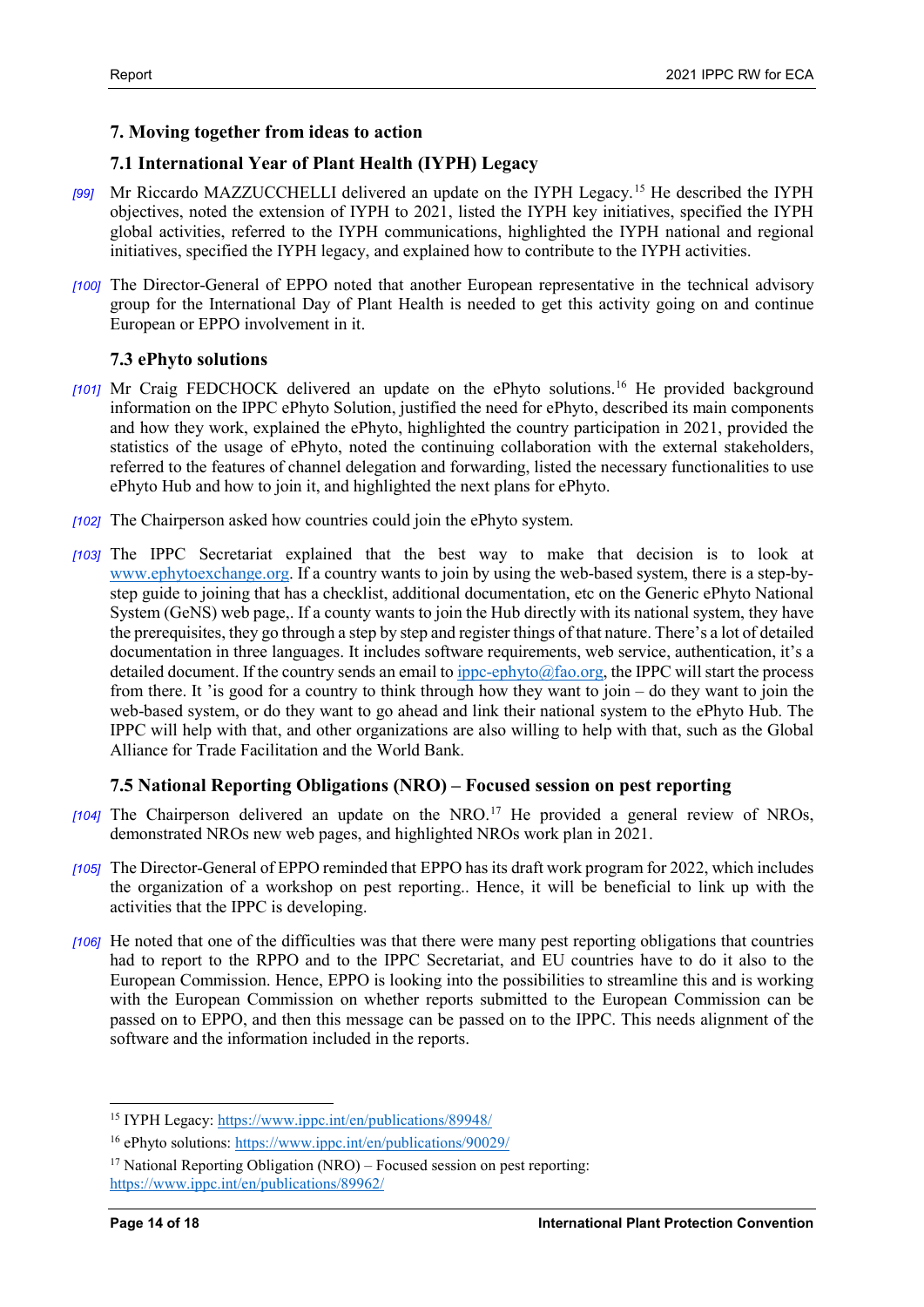## 7. Moving together from ideas to action

### 7.1 International Year of Plant Health (IYPH) Legacy

*[99]* Mr Riccardo MAZZUCCHELLI delivered an update on the IYPH Legacy.[15] He described the IYPH objectives, noted the extension of IYPH to 2021, listed the IYPH key initiatives, specified the IYPH global activities, referred to the IYPH communications, highlighted the IYPH national and regional initiatives, specified the IYPH legacy, and explained how to contribute to the IYPH activities.

*[100]* The Director-General of EPPO noted that another European representative in the technical advisory group for the International Day of Plant Health is needed to get this activity going on and continue European or EPPO involvement in it.

### 7.3 ePhyto solutions

*[101]* Mr Craig FEDCHOCK delivered an update on the ePhyto solutions.[16] He provided background information on the IPPC ePhyto Solution, justified the need for ePhyto, described its main components and how they work, explained the ePhyto, highlighted the country participation in 2021, provided the statistics of the usage of ePhyto, noted the continuing collaboration with the external stakeholders, referred to the features of channel delegation and forwarding, listed the necessary functionalities to use ePhyto Hub and how to join it, and highlighted the next plans for ePhyto.

*[102]* The Chairperson asked how countries could join the ePhyto system.

*[103]* The IPPC Secretariat explained that the best way to make that decision is to look at www.ephytoexchange.org. If a country wants to join by using the web-based system, there is a step-by-step guide to joining that has a checklist, additional documentation, etc on the Generic ePhyto National System (GeNS) web page,. If a county wants to join the Hub directly with its national system, they have the prerequisites, they go through a step by step and register things of that nature. There's a lot of detailed documentation in three languages. It includes software requirements, web service, authentication, it's a detailed document. If the country sends an email to ippc-ephyto@fao.org, the IPPC will start the process from there. It 'is good for a country to think through how they want to join – do they want to join the web-based system, or do they want to go ahead and link their national system to the ePhyto Hub. The IPPC will help with that, and other organizations are also willing to help with that, such as the Global Alliance for Trade Facilitation and the World Bank.

### 7.5 National Reporting Obligations (NRO) – Focused session on pest reporting

*[104]* The Chairperson delivered an update on the NRO.[17] He provided a general review of NROs, demonstrated NROs new web pages, and highlighted NROs work plan in 2021.

*[105]* The Director-General of EPPO reminded that EPPO has its draft work program for 2022, which includes the organization of a workshop on pest reporting.. Hence, it will be beneficial to link up with the activities that the IPPC is developing.

*[106]* He noted that one of the difficulties was that there were many pest reporting obligations that countries had to report to the RPPO and to the IPPC Secretariat, and EU countries have to do it also to the European Commission. Hence, EPPO is looking into the possibilities to streamline this and is working with the European Commission on whether reports submitted to the European Commission can be passed on to EPPO, and then this message can be passed on to the IPPC. This needs alignment of the software and the information included in the reports.

---

[15] IYPH Legacy: https://www.ippc.int/en/publications/89948/

[16] ePhyto solutions: https://www.ippc.int/en/publications/90029/

[17] National Reporting Obligation (NRO) – Focused session on pest reporting: https://www.ippc.int/en/publications/89962/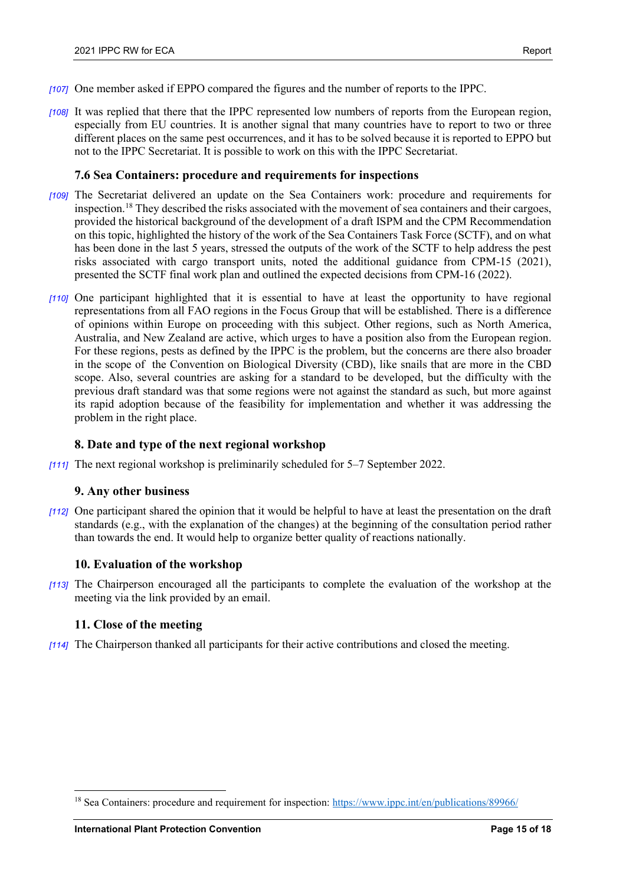[107] One member asked if EPPO compared the figures and the number of reports to the IPPC.

[108] It was replied that there that the IPPC represented low numbers of reports from the European region, especially from EU countries. It is another signal that many countries have to report to two or three different places on the same pest occurrences, and it has to be solved because it is reported to EPPO but not to the IPPC Secretariat. It is possible to work on this with the IPPC Secretariat.

### 7.6 Sea Containers: procedure and requirements for inspections

[109] The Secretariat delivered an update on the Sea Containers work: procedure and requirements for inspection.[18] They described the risks associated with the movement of sea containers and their cargoes, provided the historical background of the development of a draft ISPM and the CPM Recommendation on this topic, highlighted the history of the work of the Sea Containers Task Force (SCTF), and on what has been done in the last 5 years, stressed the outputs of the work of the SCTF to help address the pest risks associated with cargo transport units, noted the additional guidance from CPM-15 (2021), presented the SCTF final work plan and outlined the expected decisions from CPM-16 (2022).

[110] One participant highlighted that it is essential to have at least the opportunity to have regional representations from all FAO regions in the Focus Group that will be established. There is a difference of opinions within Europe on proceeding with this subject. Other regions, such as North America, Australia, and New Zealand are active, which urges to have a position also from the European region. For these regions, pests as defined by the IPPC is the problem, but the concerns are there also broader in the scope of the Convention on Biological Diversity (CBD), like snails that are more in the CBD scope. Also, several countries are asking for a standard to be developed, but the difficulty with the previous draft standard was that some regions were not against the standard as such, but more against its rapid adoption because of the feasibility for implementation and whether it was addressing the problem in the right place.

### 8. Date and type of the next regional workshop

[111] The next regional workshop is preliminarily scheduled for 5–7 September 2022.

### 9. Any other business

[112] One participant shared the opinion that it would be helpful to have at least the presentation on the draft standards (e.g., with the explanation of the changes) at the beginning of the consultation period rather than towards the end. It would help to organize better quality of reactions nationally.

### 10. Evaluation of the workshop

[113] The Chairperson encouraged all the participants to complete the evaluation of the workshop at the meeting via the link provided by an email.

### 11. Close of the meeting

[114] The Chairperson thanked all participants for their active contributions and closed the meeting.

---

[18] Sea Containers: procedure and requirement for inspection: https://www.ippc.int/en/publications/89966/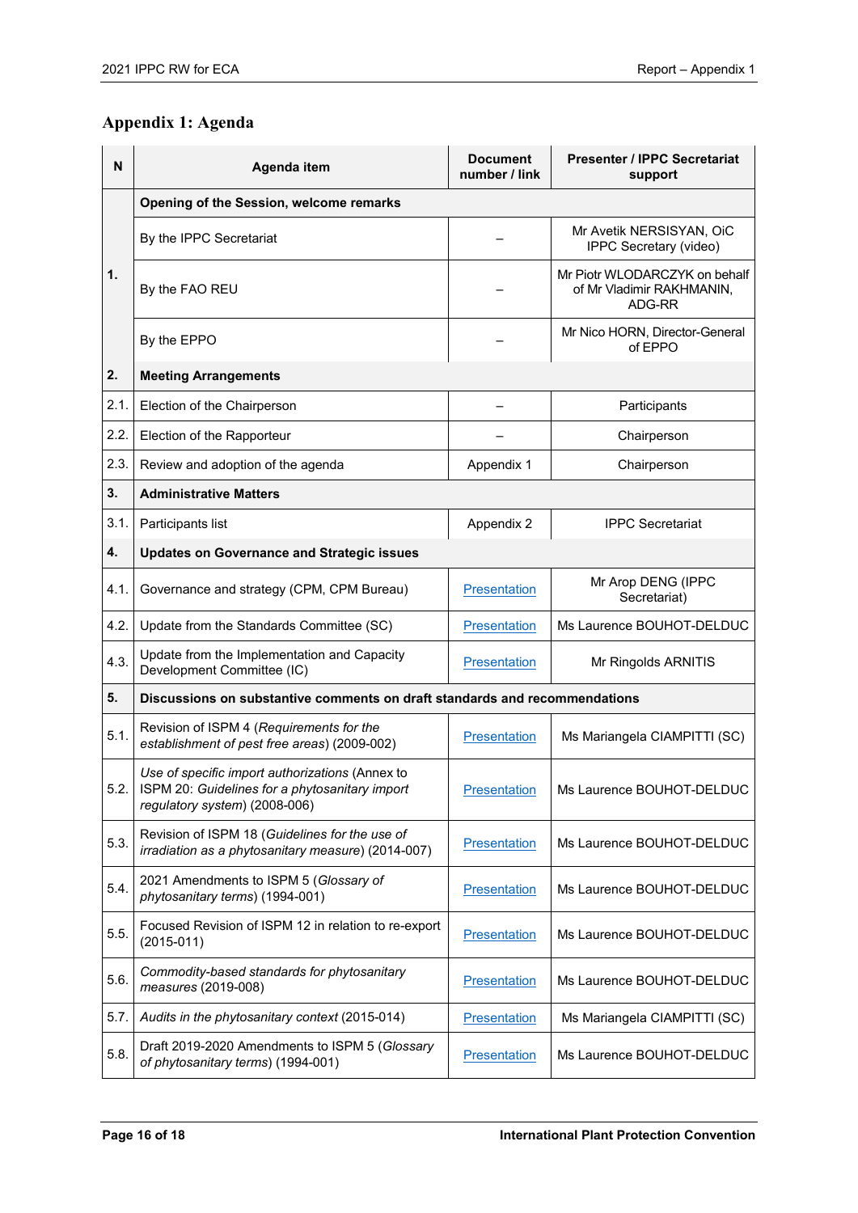## Appendix 1: Agenda

| N | Agenda item | Document number / link | Presenter / IPPC Secretariat support |
|---|---|---|---|
| 1. | **Opening of the Session, welcome remarks** | | |
| | By the IPPC Secretariat | – | Mr Avetik NERSISYAN, OiC IPPC Secretary (video) |
| | By the FAO REU | – | Mr Piotr WLODARCZYK on behalf of Mr Vladimir RAKHMANIN, ADG-RR |
| | By the EPPO | – | Mr Nico HORN, Director-General of EPPO |
| **2.** | **Meeting Arrangements** | | |
| 2.1. | Election of the Chairperson | – | Participants |
| 2.2. | Election of the Rapporteur | – | Chairperson |
| 2.3. | Review and adoption of the agenda | Appendix 1 | Chairperson |
| **3.** | **Administrative Matters** | | |
| 3.1. | Participants list | Appendix 2 | IPPC Secretariat |
| **4.** | **Updates on Governance and Strategic issues** | | |
| 4.1. | Governance and strategy (CPM, CPM Bureau) | Presentation | Mr Arop DENG (IPPC Secretariat) |
| 4.2. | Update from the Standards Committee (SC) | Presentation | Ms Laurence BOUHOT-DELDUC |
| 4.3. | Update from the Implementation and Capacity Development Committee (IC) | Presentation | Mr Ringolds ARNITIS |
| **5.** | **Discussions on substantive comments on draft standards and recommendations** | | |
| 5.1. | Revision of ISPM 4 (*Requirements for the establishment of pest free areas*) (2009-002) | Presentation | Ms Mariangela CIAMPITTI (SC) |
| 5.2. | *Use of specific import authorizations* (Annex to ISPM 20: *Guidelines for a phytosanitary import regulatory system*) (2008-006) | Presentation | Ms Laurence BOUHOT-DELDUC |
| 5.3. | Revision of ISPM 18 (*Guidelines for the use of irradiation as a phytosanitary measure*) (2014-007) | Presentation | Ms Laurence BOUHOT-DELDUC |
| 5.4. | 2021 Amendments to ISPM 5 (*Glossary of phytosanitary terms*) (1994-001) | Presentation | Ms Laurence BOUHOT-DELDUC |
| 5.5. | Focused Revision of ISPM 12 in relation to re-export (2015-011) | Presentation | Ms Laurence BOUHOT-DELDUC |
| 5.6. | *Commodity-based standards for phytosanitary measures* (2019-008) | Presentation | Ms Laurence BOUHOT-DELDUC |
| 5.7. | *Audits in the phytosanitary context* (2015-014) | Presentation | Ms Mariangela CIAMPITTI (SC) |
| 5.8. | Draft 2019-2020 Amendments to ISPM 5 (*Glossary of phytosanitary terms*) (1994-001) | Presentation | Ms Laurence BOUHOT-DELDUC |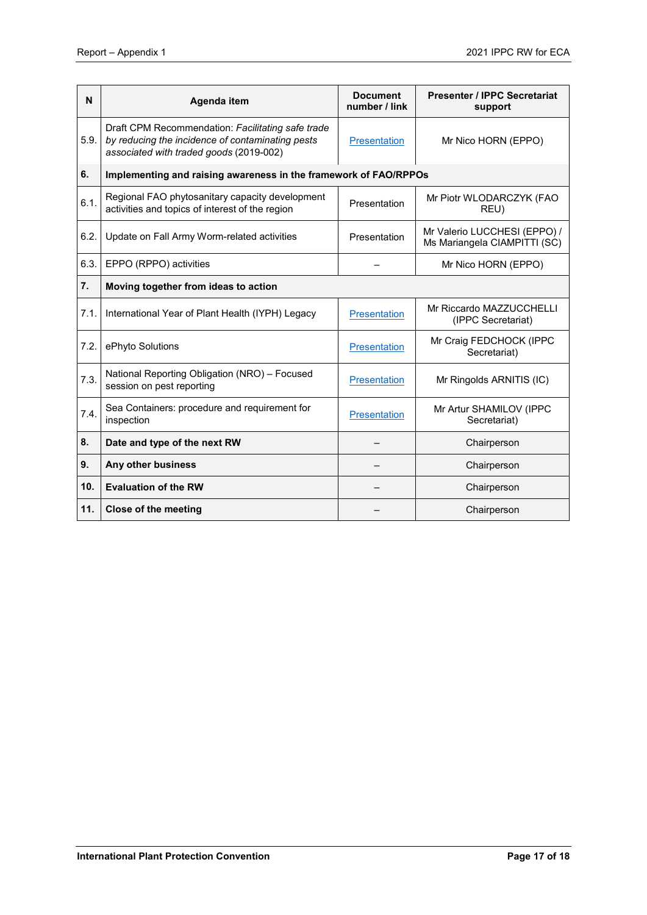| N | Agenda item | Document number / link | Presenter / IPPC Secretariat support |
|---|---|---|---|
| 5.9. | Draft CPM Recommendation: *Facilitating safe trade by reducing the incidence of contaminating pests associated with traded goods* (2019-002) | Presentation | Mr Nico HORN (EPPO) |
| **6.** | **Implementing and raising awareness in the framework of FAO/RPPOs** | | |
| 6.1. | Regional FAO phytosanitary capacity development activities and topics of interest of the region | Presentation | Mr Piotr WLODARCZYK (FAO REU) |
| 6.2. | Update on Fall Army Worm-related activities | Presentation | Mr Valerio LUCCHESI (EPPO) / Ms Mariangela CIAMPITTI (SC) |
| 6.3. | EPPO (RPPO) activities | – | Mr Nico HORN (EPPO) |
| **7.** | **Moving together from ideas to action** | | |
| 7.1. | International Year of Plant Health (IYPH) Legacy | Presentation | Mr Riccardo MAZZUCCHELLI (IPPC Secretariat) |
| 7.2. | ePhyto Solutions | Presentation | Mr Craig FEDCHOCK (IPPC Secretariat) |
| 7.3. | National Reporting Obligation (NRO) – Focused session on pest reporting | Presentation | Mr Ringolds ARNITIS (IC) |
| 7.4. | Sea Containers: procedure and requirement for inspection | Presentation | Mr Artur SHAMILOV (IPPC Secretariat) |
| **8.** | **Date and type of the next RW** | – | Chairperson |
| **9.** | **Any other business** | – | Chairperson |
| **10.** | **Evaluation of the RW** | – | Chairperson |
| **11.** | **Close of the meeting** | – | Chairperson |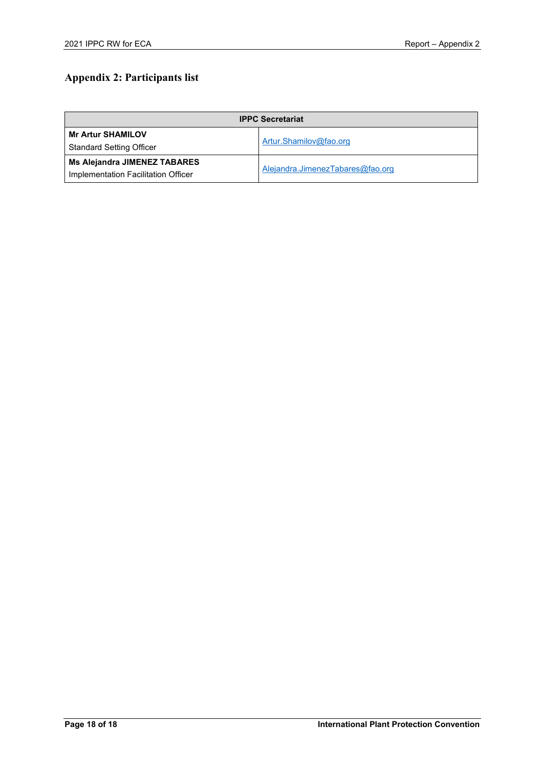## Appendix 2: Participants list

| IPPC Secretariat | |
|---|---|
| **Mr Artur SHAMILOV**<br>Standard Setting Officer | Artur.Shamilov@fao.org |
| **Ms Alejandra JIMENEZ TABARES**<br>Implementation Facilitation Officer | Alejandra.JimenezTabares@fao.org |